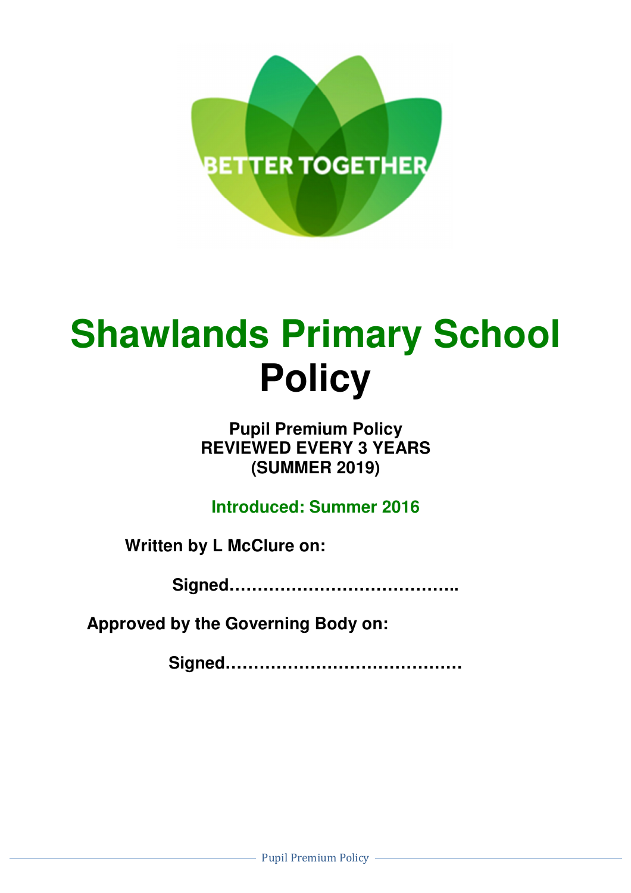BETTER TOGETHER

# Shawlands Primary School
# Policy

**Pupil Premium Policy**
**REVIEWED EVERY 3 YEARS**
**(SUMMER 2019)**

**Introduced: Summer 2016**

**Written by L McClure on:**

**Signed…………………………………..**

**Approved by the Governing Body on:**

**Signed……………………………………**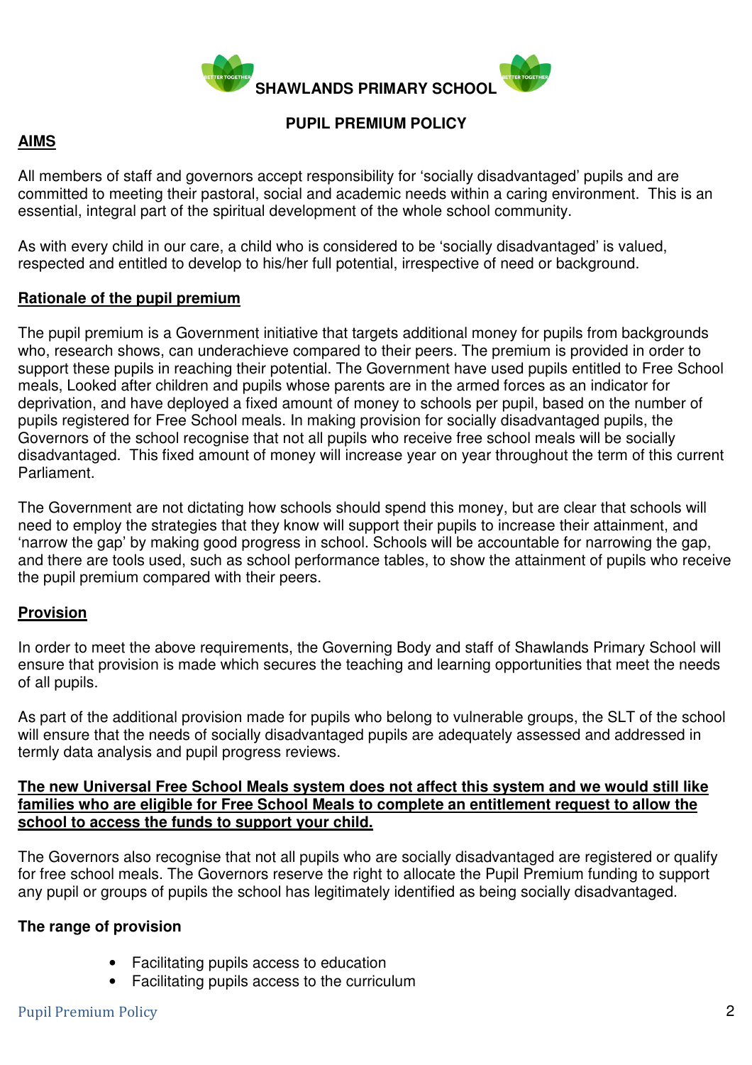**SHAWLANDS PRIMARY SCHOOL**

**PUPIL PREMIUM POLICY**

## AIMS

All members of staff and governors accept responsibility for 'socially disadvantaged' pupils and are committed to meeting their pastoral, social and academic needs within a caring environment. This is an essential, integral part of the spiritual development of the whole school community.

As with every child in our care, a child who is considered to be 'socially disadvantaged' is valued, respected and entitled to develop to his/her full potential, irrespective of need or background.

## Rationale of the pupil premium

The pupil premium is a Government initiative that targets additional money for pupils from backgrounds who, research shows, can underachieve compared to their peers. The premium is provided in order to support these pupils in reaching their potential. The Government have used pupils entitled to Free School meals, Looked after children and pupils whose parents are in the armed forces as an indicator for deprivation, and have deployed a fixed amount of money to schools per pupil, based on the number of pupils registered for Free School meals. In making provision for socially disadvantaged pupils, the Governors of the school recognise that not all pupils who receive free school meals will be socially disadvantaged. This fixed amount of money will increase year on year throughout the term of this current Parliament.

The Government are not dictating how schools should spend this money, but are clear that schools will need to employ the strategies that they know will support their pupils to increase their attainment, and 'narrow the gap' by making good progress in school. Schools will be accountable for narrowing the gap, and there are tools used, such as school performance tables, to show the attainment of pupils who receive the pupil premium compared with their peers.

## Provision

In order to meet the above requirements, the Governing Body and staff of Shawlands Primary School will ensure that provision is made which secures the teaching and learning opportunities that meet the needs of all pupils.

As part of the additional provision made for pupils who belong to vulnerable groups, the SLT of the school will ensure that the needs of socially disadvantaged pupils are adequately assessed and addressed in termly data analysis and pupil progress reviews.

**The new Universal Free School Meals system does not affect this system and we would still like families who are eligible for Free School Meals to complete an entitlement request to allow the school to access the funds to support your child.**

The Governors also recognise that not all pupils who are socially disadvantaged are registered or qualify for free school meals. The Governors reserve the right to allocate the Pupil Premium funding to support any pupil or groups of pupils the school has legitimately identified as being socially disadvantaged.

### The range of provision

- Facilitating pupils access to education
- Facilitating pupils access to the curriculum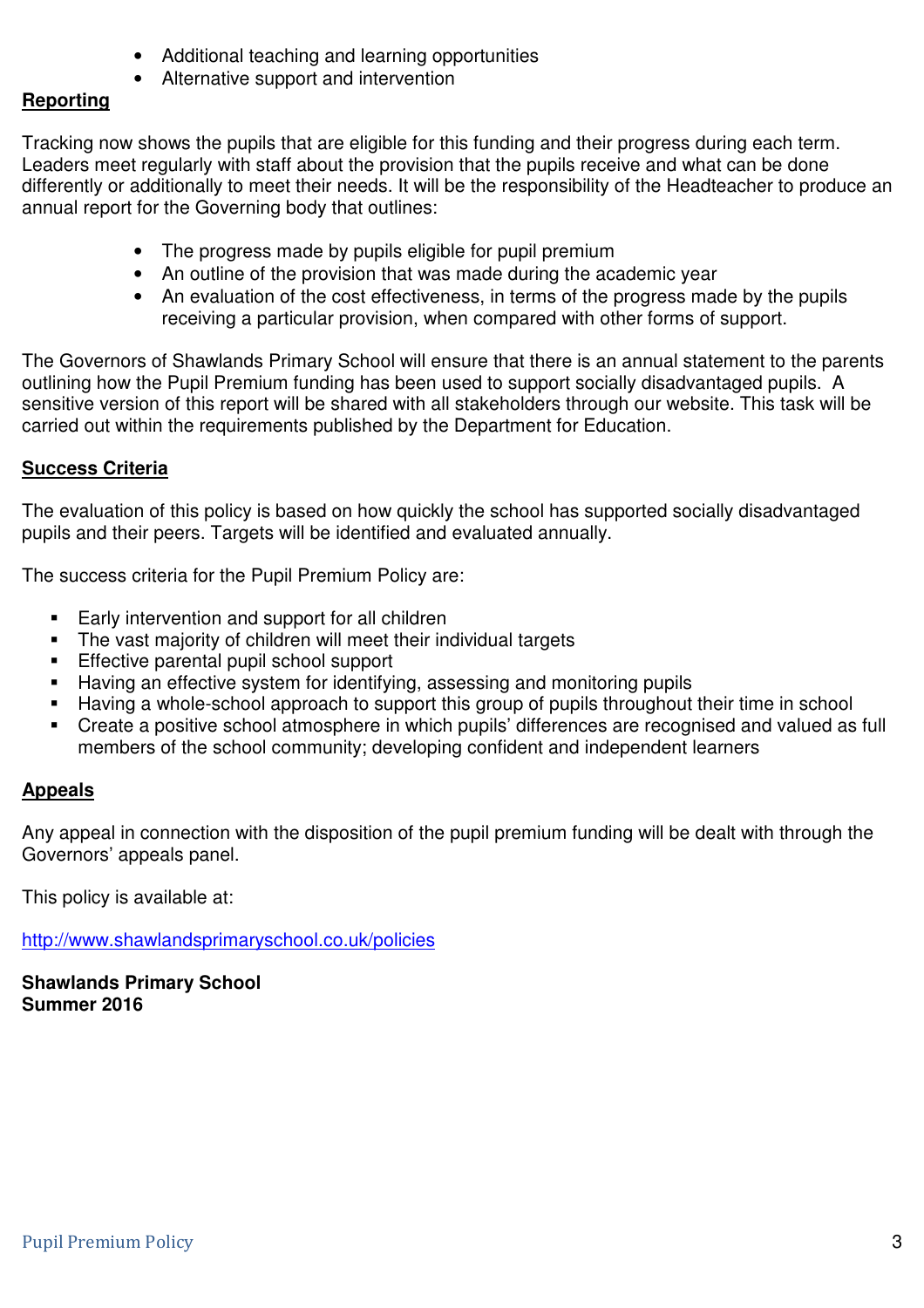- Additional teaching and learning opportunities
- Alternative support and intervention

**Reporting**

Tracking now shows the pupils that are eligible for this funding and their progress during each term. Leaders meet regularly with staff about the provision that the pupils receive and what can be done differently or additionally to meet their needs. It will be the responsibility of the Headteacher to produce an annual report for the Governing body that outlines:

- The progress made by pupils eligible for pupil premium
- An outline of the provision that was made during the academic year
- An evaluation of the cost effectiveness, in terms of the progress made by the pupils receiving a particular provision, when compared with other forms of support.

The Governors of Shawlands Primary School will ensure that there is an annual statement to the parents outlining how the Pupil Premium funding has been used to support socially disadvantaged pupils. A sensitive version of this report will be shared with all stakeholders through our website. This task will be carried out within the requirements published by the Department for Education.

**Success Criteria**

The evaluation of this policy is based on how quickly the school has supported socially disadvantaged pupils and their peers. Targets will be identified and evaluated annually.

The success criteria for the Pupil Premium Policy are:

- Early intervention and support for all children
- The vast majority of children will meet their individual targets
- Effective parental pupil school support
- Having an effective system for identifying, assessing and monitoring pupils
- Having a whole-school approach to support this group of pupils throughout their time in school
- Create a positive school atmosphere in which pupils' differences are recognised and valued as full members of the school community; developing confident and independent learners

**Appeals**

Any appeal in connection with the disposition of the pupil premium funding will be dealt with through the Governors' appeals panel.

This policy is available at:

http://www.shawlandsprimaryschool.co.uk/policies

**Shawlands Primary School**
**Summer 2016**